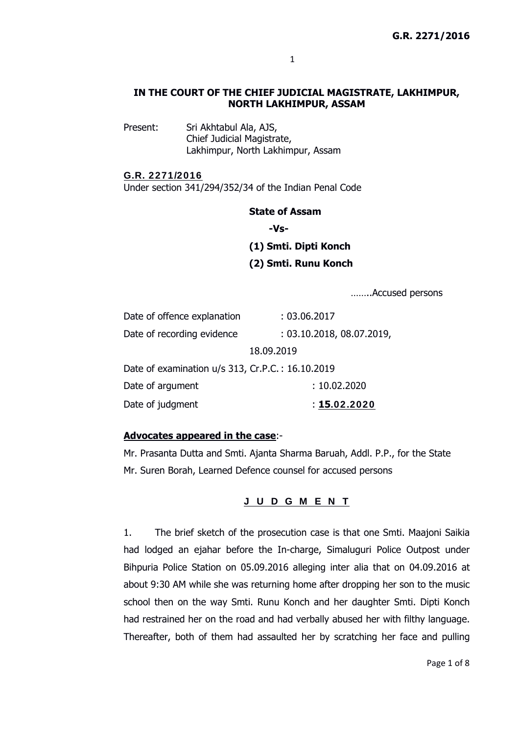**IN THE COURT OF THE CHIEF JUDICIAL MAGISTRATE, LAKHIMPUR, NORTH LAKHIMPUR, ASSAM**

Present: Sri Akhtabul Ala, AJS,
Chief Judicial Magistrate,
Lakhimpur, North Lakhimpur, Assam

**G.R. 2271/2016**
Under section 341/294/352/34 of the Indian Penal Code

**State of Assam**

**-Vs-**

**(1) Smti. Dipti Konch**

**(2) Smti. Runu Konch**

……..Accused persons

Date of offence explanation : 03.06.2017

Date of recording evidence : 03.10.2018, 08.07.2019, 18.09.2019

Date of examination u/s 313, Cr.P.C. : 16.10.2019

Date of argument : 10.02.2020

Date of judgment : **15.02.2020**

**Advocates appeared in the case**:-

Mr. Prasanta Dutta and Smti. Ajanta Sharma Baruah, Addl. P.P., for the State

Mr. Suren Borah, Learned Defence counsel for accused persons

**J U D G M E N T**

1. The brief sketch of the prosecution case is that one Smti. Maajoni Saikia had lodged an ejahar before the In-charge, Simaluguri Police Outpost under Bihpuria Police Station on 05.09.2016 alleging inter alia that on 04.09.2016 at about 9:30 AM while she was returning home after dropping her son to the music school then on the way Smti. Runu Konch and her daughter Smti. Dipti Konch had restrained her on the road and had verbally abused her with filthy language. Thereafter, both of them had assaulted her by scratching her face and pulling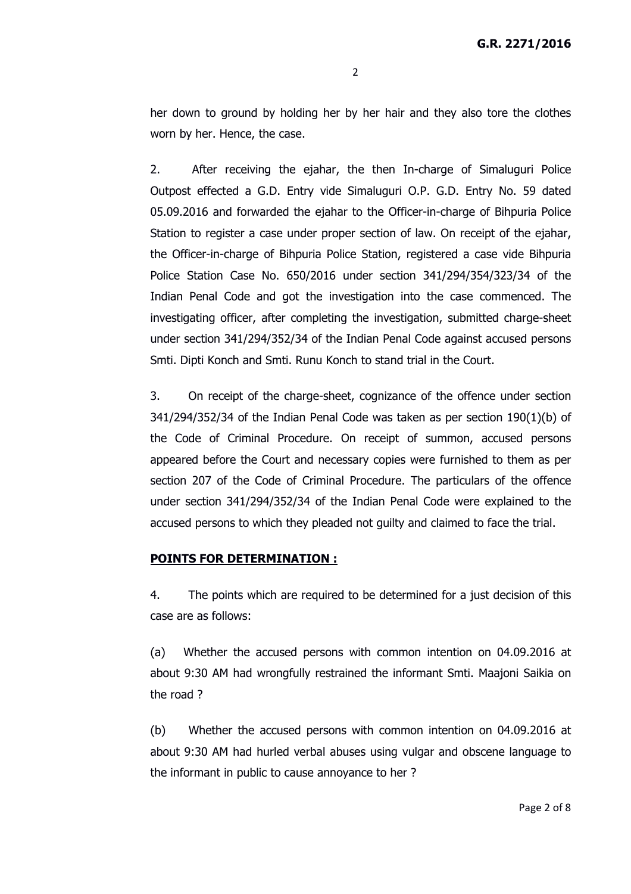her down to ground by holding her by her hair and they also tore the clothes worn by her. Hence, the case.

2. After receiving the ejahar, the then In-charge of Simaluguri Police Outpost effected a G.D. Entry vide Simaluguri O.P. G.D. Entry No. 59 dated 05.09.2016 and forwarded the ejahar to the Officer-in-charge of Bihpuria Police Station to register a case under proper section of law. On receipt of the ejahar, the Officer-in-charge of Bihpuria Police Station, registered a case vide Bihpuria Police Station Case No. 650/2016 under section 341/294/354/323/34 of the Indian Penal Code and got the investigation into the case commenced. The investigating officer, after completing the investigation, submitted charge-sheet under section 341/294/352/34 of the Indian Penal Code against accused persons Smti. Dipti Konch and Smti. Runu Konch to stand trial in the Court.

3. On receipt of the charge-sheet, cognizance of the offence under section 341/294/352/34 of the Indian Penal Code was taken as per section 190(1)(b) of the Code of Criminal Procedure. On receipt of summon, accused persons appeared before the Court and necessary copies were furnished to them as per section 207 of the Code of Criminal Procedure. The particulars of the offence under section 341/294/352/34 of the Indian Penal Code were explained to the accused persons to which they pleaded not guilty and claimed to face the trial.

**POINTS FOR DETERMINATION :**

4. The points which are required to be determined for a just decision of this case are as follows:

(a) Whether the accused persons with common intention on 04.09.2016 at about 9:30 AM had wrongfully restrained the informant Smti. Maajoni Saikia on the road ?

(b) Whether the accused persons with common intention on 04.09.2016 at about 9:30 AM had hurled verbal abuses using vulgar and obscene language to the informant in public to cause annoyance to her ?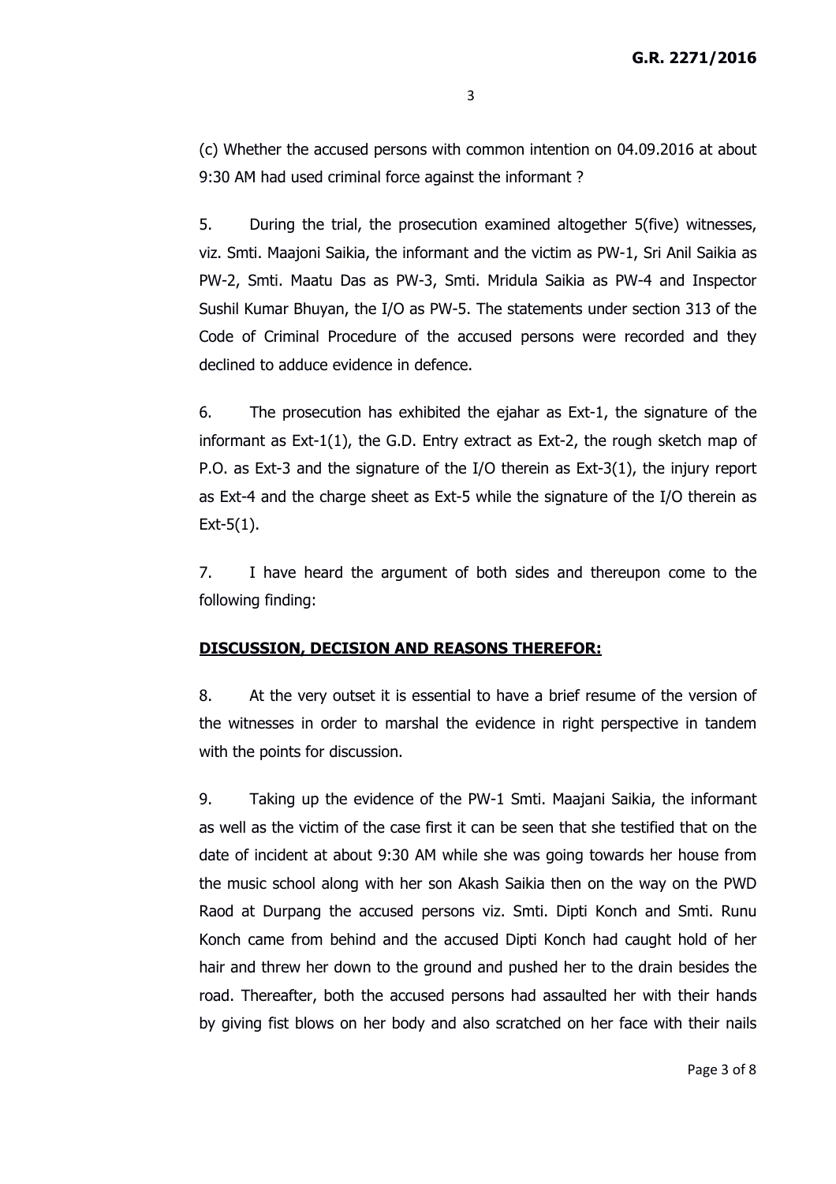(c) Whether the accused persons with common intention on 04.09.2016 at about 9:30 AM had used criminal force against the informant ?

5. During the trial, the prosecution examined altogether 5(five) witnesses, viz. Smti. Maajoni Saikia, the informant and the victim as PW-1, Sri Anil Saikia as PW-2, Smti. Maatu Das as PW-3, Smti. Mridula Saikia as PW-4 and Inspector Sushil Kumar Bhuyan, the I/O as PW-5. The statements under section 313 of the Code of Criminal Procedure of the accused persons were recorded and they declined to adduce evidence in defence.

6. The prosecution has exhibited the ejahar as Ext-1, the signature of the informant as Ext-1(1), the G.D. Entry extract as Ext-2, the rough sketch map of P.O. as Ext-3 and the signature of the I/O therein as Ext-3(1), the injury report as Ext-4 and the charge sheet as Ext-5 while the signature of the I/O therein as Ext-5(1).

7. I have heard the argument of both sides and thereupon come to the following finding:

**DISCUSSION, DECISION AND REASONS THEREFOR:**

8. At the very outset it is essential to have a brief resume of the version of the witnesses in order to marshal the evidence in right perspective in tandem with the points for discussion.

9. Taking up the evidence of the PW-1 Smti. Maajani Saikia, the informant as well as the victim of the case first it can be seen that she testified that on the date of incident at about 9:30 AM while she was going towards her house from the music school along with her son Akash Saikia then on the way on the PWD Raod at Durpang the accused persons viz. Smti. Dipti Konch and Smti. Runu Konch came from behind and the accused Dipti Konch had caught hold of her hair and threw her down to the ground and pushed her to the drain besides the road. Thereafter, both the accused persons had assaulted her with their hands by giving fist blows on her body and also scratched on her face with their nails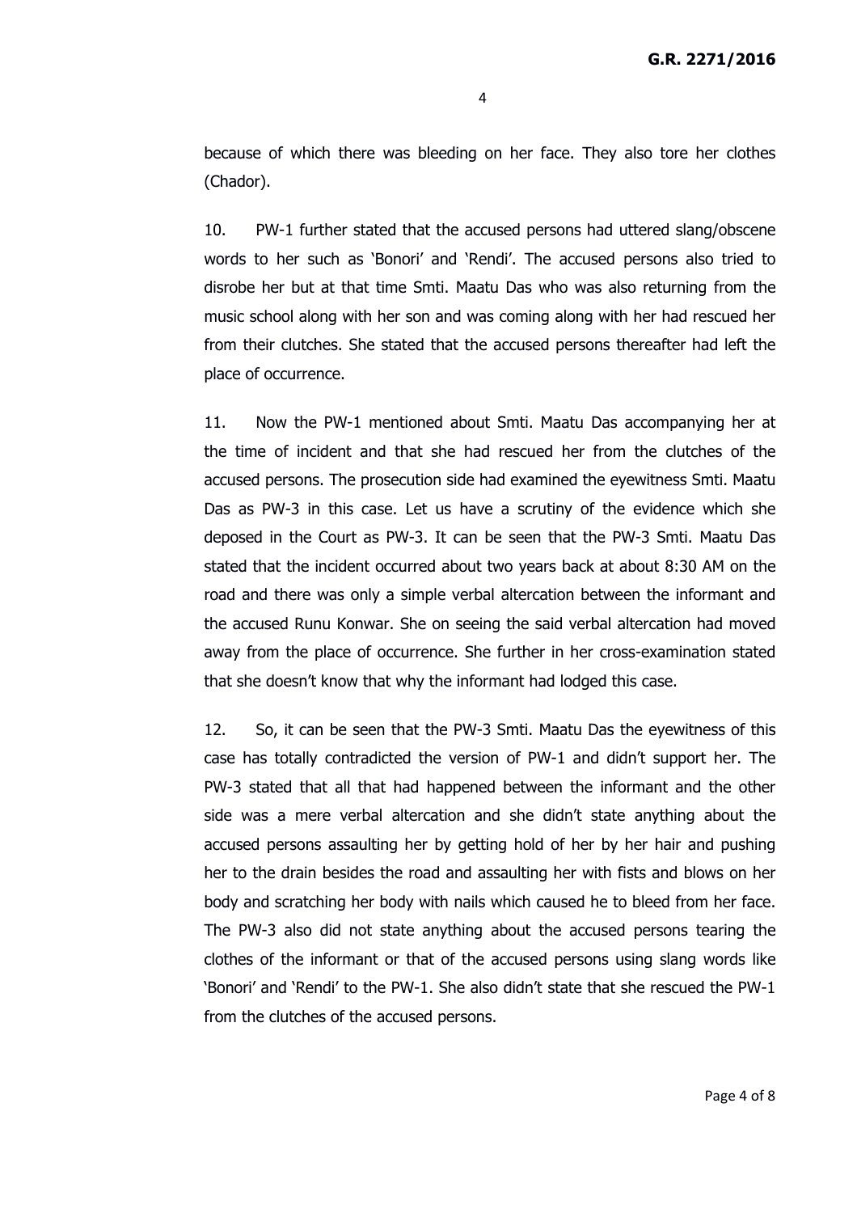because of which there was bleeding on her face. They also tore her clothes (Chador).

10. PW-1 further stated that the accused persons had uttered slang/obscene words to her such as 'Bonori' and 'Rendi'. The accused persons also tried to disrobe her but at that time Smti. Maatu Das who was also returning from the music school along with her son and was coming along with her had rescued her from their clutches. She stated that the accused persons thereafter had left the place of occurrence.

11. Now the PW-1 mentioned about Smti. Maatu Das accompanying her at the time of incident and that she had rescued her from the clutches of the accused persons. The prosecution side had examined the eyewitness Smti. Maatu Das as PW-3 in this case. Let us have a scrutiny of the evidence which she deposed in the Court as PW-3. It can be seen that the PW-3 Smti. Maatu Das stated that the incident occurred about two years back at about 8:30 AM on the road and there was only a simple verbal altercation between the informant and the accused Runu Konwar. She on seeing the said verbal altercation had moved away from the place of occurrence. She further in her cross-examination stated that she doesn't know that why the informant had lodged this case.

12. So, it can be seen that the PW-3 Smti. Maatu Das the eyewitness of this case has totally contradicted the version of PW-1 and didn't support her. The PW-3 stated that all that had happened between the informant and the other side was a mere verbal altercation and she didn't state anything about the accused persons assaulting her by getting hold of her by her hair and pushing her to the drain besides the road and assaulting her with fists and blows on her body and scratching her body with nails which caused he to bleed from her face. The PW-3 also did not state anything about the accused persons tearing the clothes of the informant or that of the accused persons using slang words like 'Bonori' and 'Rendi' to the PW-1. She also didn't state that she rescued the PW-1 from the clutches of the accused persons.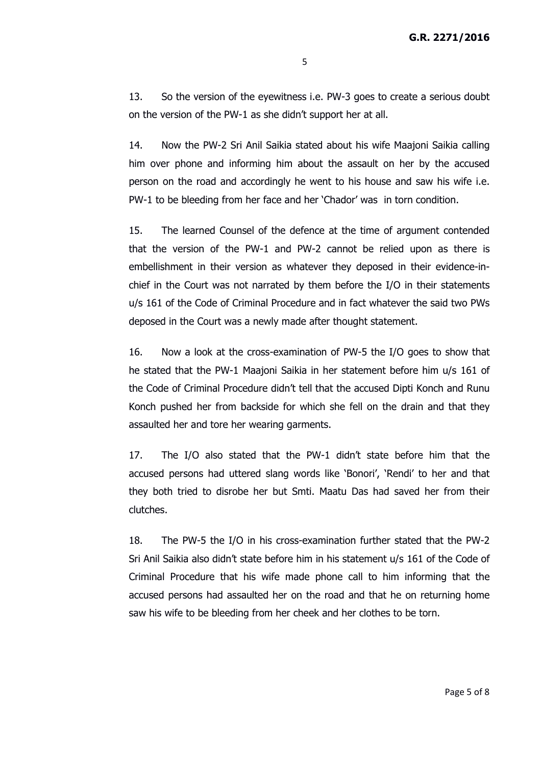13. So the version of the eyewitness i.e. PW-3 goes to create a serious doubt on the version of the PW-1 as she didn't support her at all.

14. Now the PW-2 Sri Anil Saikia stated about his wife Maajoni Saikia calling him over phone and informing him about the assault on her by the accused person on the road and accordingly he went to his house and saw his wife i.e. PW-1 to be bleeding from her face and her 'Chador' was in torn condition.

15. The learned Counsel of the defence at the time of argument contended that the version of the PW-1 and PW-2 cannot be relied upon as there is embellishment in their version as whatever they deposed in their evidence-in-chief in the Court was not narrated by them before the I/O in their statements u/s 161 of the Code of Criminal Procedure and in fact whatever the said two PWs deposed in the Court was a newly made after thought statement.

16. Now a look at the cross-examination of PW-5 the I/O goes to show that he stated that the PW-1 Maajoni Saikia in her statement before him u/s 161 of the Code of Criminal Procedure didn't tell that the accused Dipti Konch and Runu Konch pushed her from backside for which she fell on the drain and that they assaulted her and tore her wearing garments.

17. The I/O also stated that the PW-1 didn't state before him that the accused persons had uttered slang words like 'Bonori', 'Rendi' to her and that they both tried to disrobe her but Smti. Maatu Das had saved her from their clutches.

18. The PW-5 the I/O in his cross-examination further stated that the PW-2 Sri Anil Saikia also didn't state before him in his statement u/s 161 of the Code of Criminal Procedure that his wife made phone call to him informing that the accused persons had assaulted her on the road and that he on returning home saw his wife to be bleeding from her cheek and her clothes to be torn.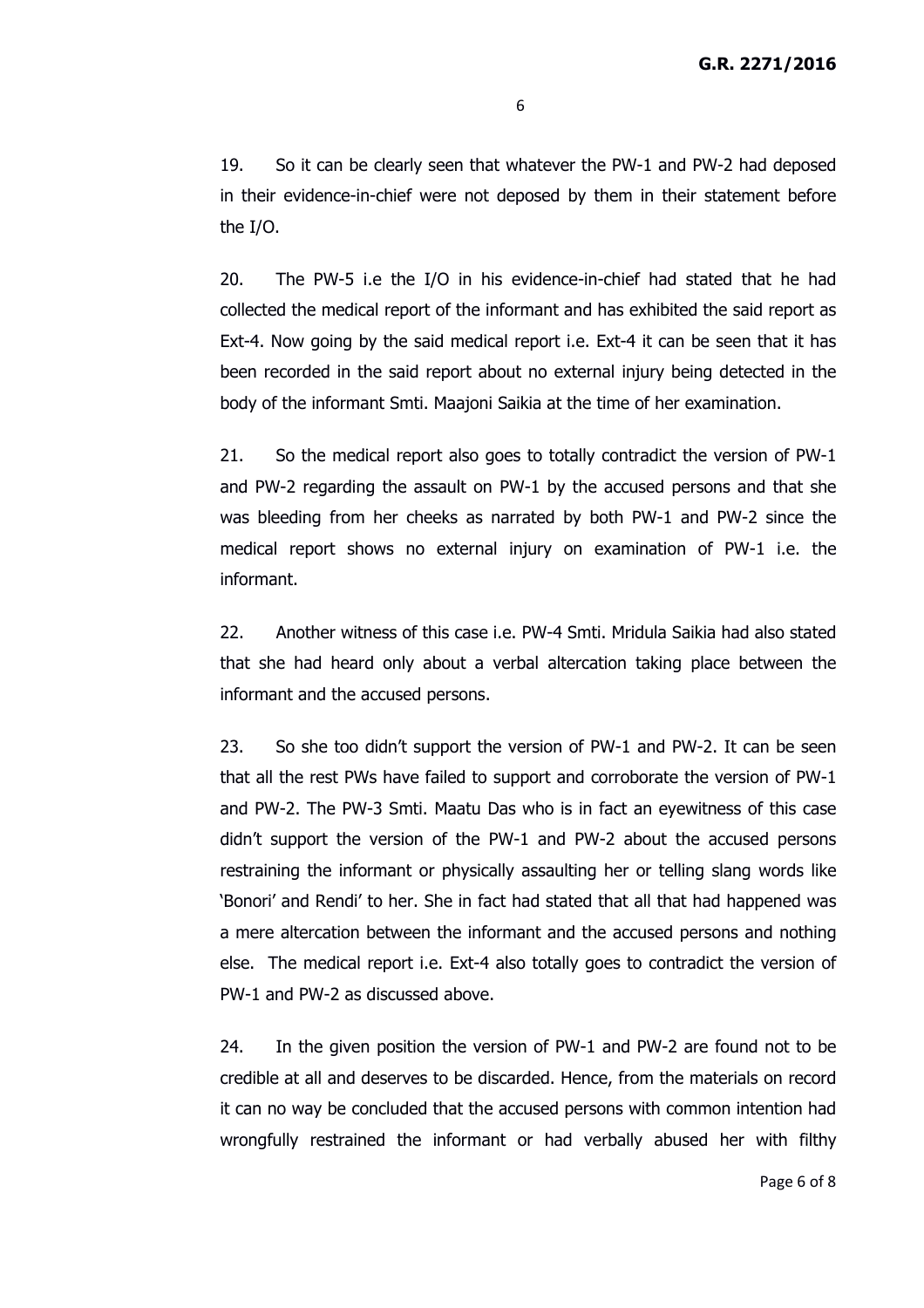19. So it can be clearly seen that whatever the PW-1 and PW-2 had deposed in their evidence-in-chief were not deposed by them in their statement before the I/O.

20. The PW-5 i.e the I/O in his evidence-in-chief had stated that he had collected the medical report of the informant and has exhibited the said report as Ext-4. Now going by the said medical report i.e. Ext-4 it can be seen that it has been recorded in the said report about no external injury being detected in the body of the informant Smti. Maajoni Saikia at the time of her examination.

21. So the medical report also goes to totally contradict the version of PW-1 and PW-2 regarding the assault on PW-1 by the accused persons and that she was bleeding from her cheeks as narrated by both PW-1 and PW-2 since the medical report shows no external injury on examination of PW-1 i.e. the informant.

22. Another witness of this case i.e. PW-4 Smti. Mridula Saikia had also stated that she had heard only about a verbal altercation taking place between the informant and the accused persons.

23. So she too didn't support the version of PW-1 and PW-2. It can be seen that all the rest PWs have failed to support and corroborate the version of PW-1 and PW-2. The PW-3 Smti. Maatu Das who is in fact an eyewitness of this case didn't support the version of the PW-1 and PW-2 about the accused persons restraining the informant or physically assaulting her or telling slang words like 'Bonori' and Rendi' to her. She in fact had stated that all that had happened was a mere altercation between the informant and the accused persons and nothing else. The medical report i.e. Ext-4 also totally goes to contradict the version of PW-1 and PW-2 as discussed above.

24. In the given position the version of PW-1 and PW-2 are found not to be credible at all and deserves to be discarded. Hence, from the materials on record it can no way be concluded that the accused persons with common intention had wrongfully restrained the informant or had verbally abused her with filthy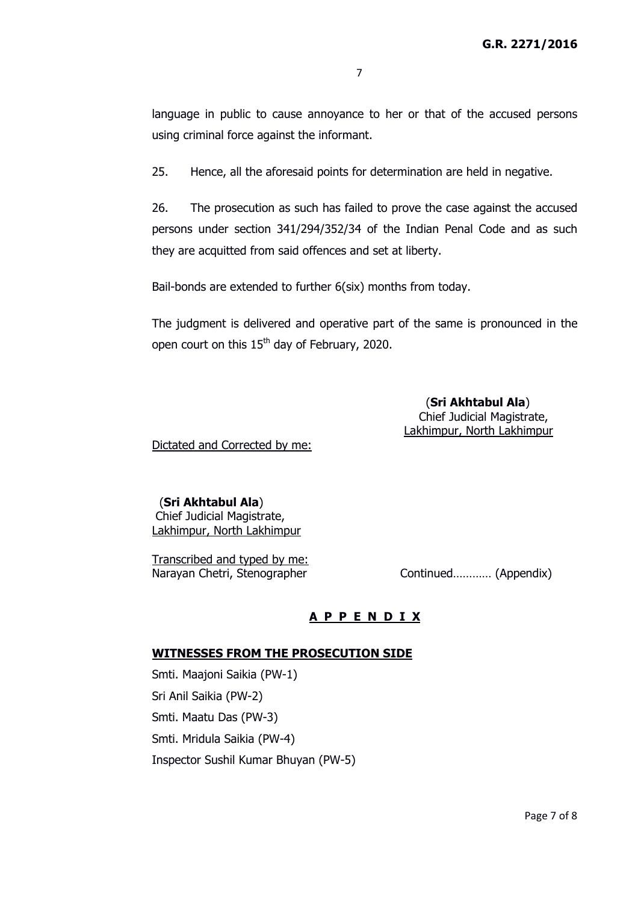language in public to cause annoyance to her or that of the accused persons using criminal force against the informant.

25. Hence, all the aforesaid points for determination are held in negative.

26. The prosecution as such has failed to prove the case against the accused persons under section 341/294/352/34 of the Indian Penal Code and as such they are acquitted from said offences and set at liberty.

Bail-bonds are extended to further 6(six) months from today.

The judgment is delivered and operative part of the same is pronounced in the open court on this 15th day of February, 2020.

(**Sri Akhtabul Ala**)
Chief Judicial Magistrate,
Lakhimpur, North Lakhimpur

Dictated and Corrected by me:

(**Sri Akhtabul Ala**)
Chief Judicial Magistrate,
Lakhimpur, North Lakhimpur

Transcribed and typed by me:
Narayan Chetri, Stenographer

Continued………… (Appendix)

## A P P E N D I X

### WITNESSES FROM THE PROSECUTION SIDE

Smti. Maajoni Saikia (PW-1)

Sri Anil Saikia (PW-2)

Smti. Maatu Das (PW-3)

Smti. Mridula Saikia (PW-4)

Inspector Sushil Kumar Bhuyan (PW-5)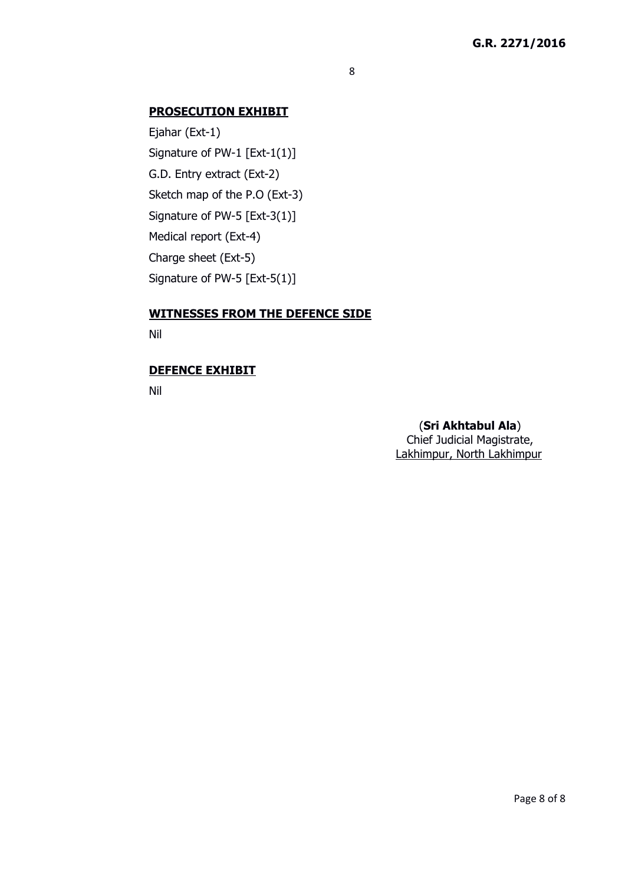## PROSECUTION EXHIBIT

Ejahar (Ext-1)

Signature of PW-1 [Ext-1(1)]

G.D. Entry extract (Ext-2)

Sketch map of the P.O (Ext-3)

Signature of PW-5 [Ext-3(1)]

Medical report (Ext-4)

Charge sheet (Ext-5)

Signature of PW-5 [Ext-5(1)]

## WITNESSES FROM THE DEFENCE SIDE

Nil

## DEFENCE EXHIBIT

Nil

(**Sri Akhtabul Ala**)
Chief Judicial Magistrate,
Lakhimpur, North Lakhimpur